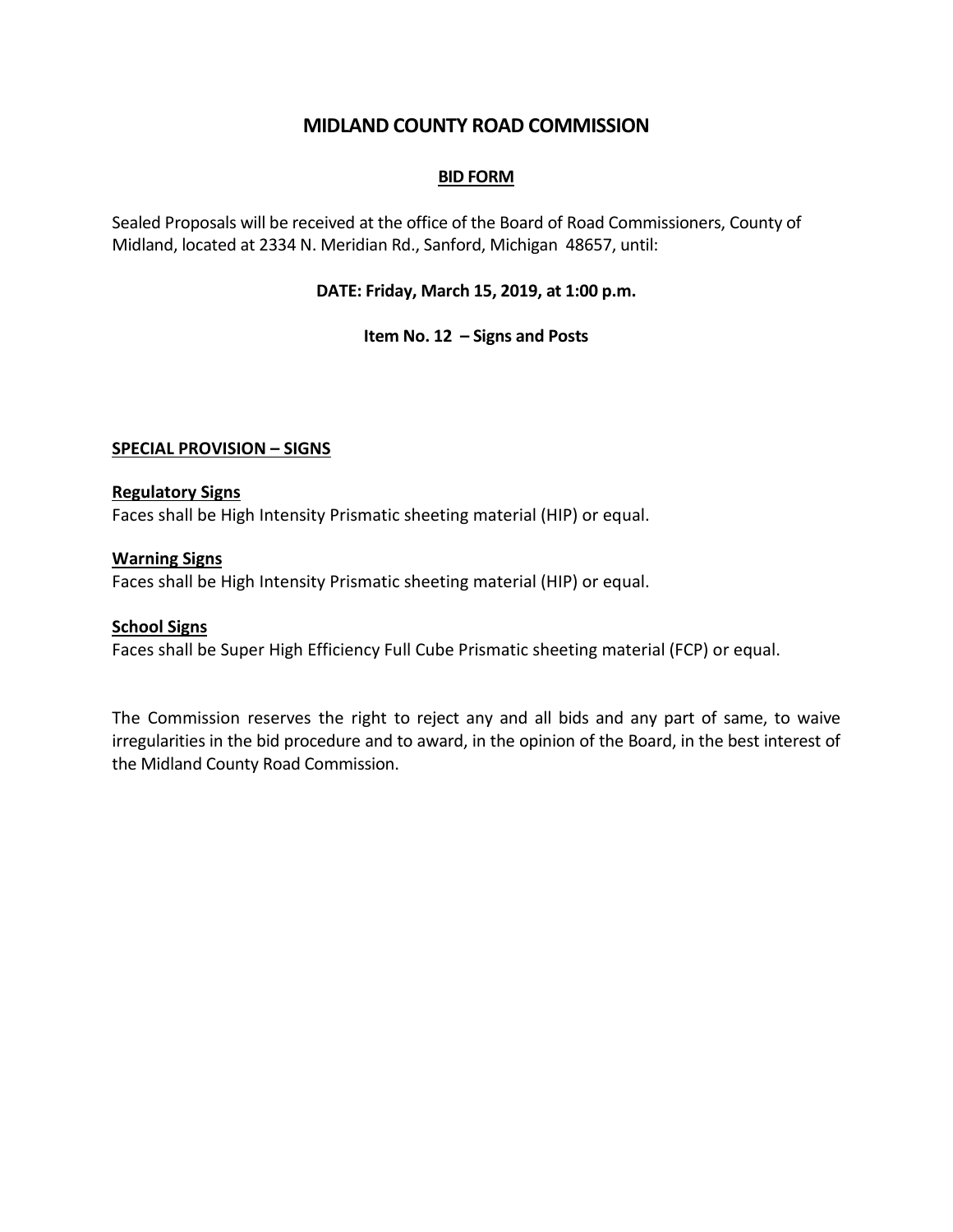# MIDLAND COUNTY ROAD COMMISSION

## BID FORM

Sealed Proposals will be received at the office of the Board of Road Commissioners, County of Midland, located at 2334 N. Meridian Rd., Sanford, Michigan 48657, until:

**DATE: Friday, March 15, 2019, at 1:00 p.m.**

**Item No. 12 – Signs and Posts**

### SPECIAL PROVISION – SIGNS

**Regulatory Signs**
Faces shall be High Intensity Prismatic sheeting material (HIP) or equal.

**Warning Signs**
Faces shall be High Intensity Prismatic sheeting material (HIP) or equal.

**School Signs**
Faces shall be Super High Efficiency Full Cube Prismatic sheeting material (FCP) or equal.

The Commission reserves the right to reject any and all bids and any part of same, to waive irregularities in the bid procedure and to award, in the opinion of the Board, in the best interest of the Midland County Road Commission.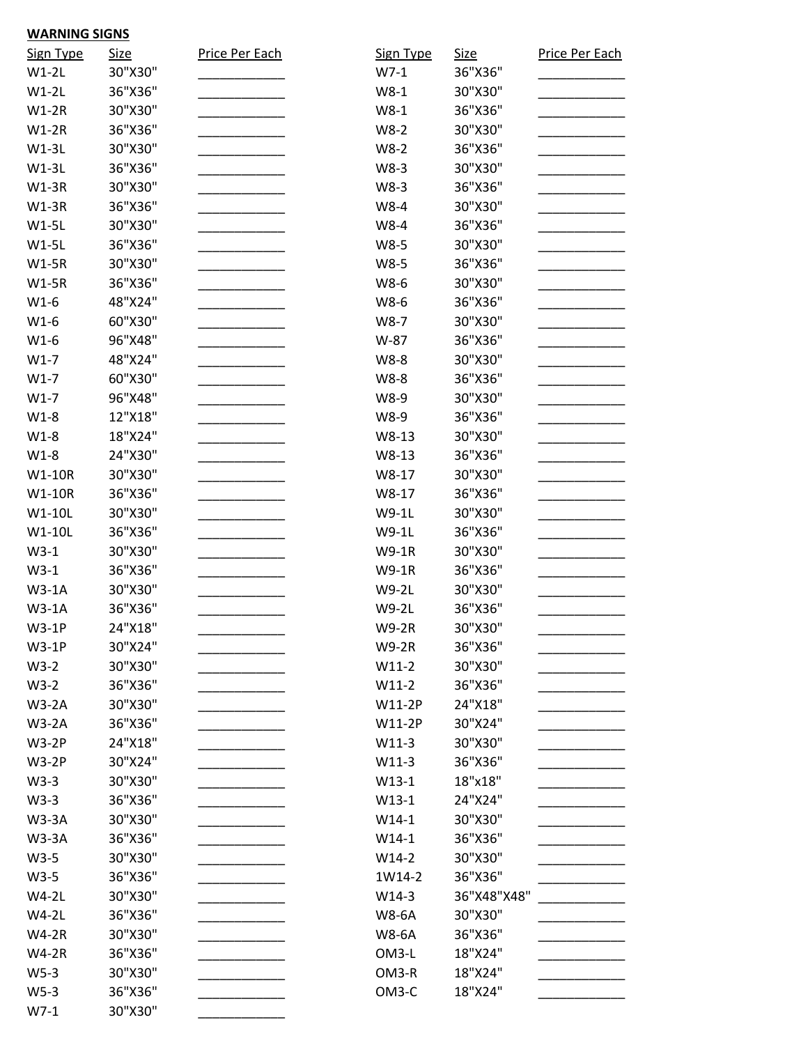**WARNING SIGNS**

| Sign Type | Size | Price Per Each |
|---|---|---|
| W1-2L | 30"X30" | ____________ |
| W1-2L | 36"X36" | ____________ |
| W1-2R | 30"X30" | ____________ |
| W1-2R | 36"X36" | ____________ |
| W1-3L | 30"X30" | ____________ |
| W1-3L | 36"X36" | ____________ |
| W1-3R | 30"X30" | ____________ |
| W1-3R | 36"X36" | ____________ |
| W1-5L | 30"X30" | ____________ |
| W1-5L | 36"X36" | ____________ |
| W1-5R | 30"X30" | ____________ |
| W1-5R | 36"X36" | ____________ |
| W1-6 | 48"X24" | ____________ |
| W1-6 | 60"X30" | ____________ |
| W1-6 | 96"X48" | ____________ |
| W1-7 | 48"X24" | ____________ |
| W1-7 | 60"X30" | ____________ |
| W1-7 | 96"X48" | ____________ |
| W1-8 | 12"X18" | ____________ |
| W1-8 | 18"X24" | ____________ |
| W1-8 | 24"X30" | ____________ |
| W1-10R | 30"X30" | ____________ |
| W1-10R | 36"X36" | ____________ |
| W1-10L | 30"X30" | ____________ |
| W1-10L | 36"X36" | ____________ |
| W3-1 | 30"X30" | ____________ |
| W3-1 | 36"X36" | ____________ |
| W3-1A | 30"X30" | ____________ |
| W3-1A | 36"X36" | ____________ |
| W3-1P | 24"X18" | ____________ |
| W3-1P | 30"X24" | ____________ |
| W3-2 | 30"X30" | ____________ |
| W3-2 | 36"X36" | ____________ |
| W3-2A | 30"X30" | ____________ |
| W3-2A | 36"X36" | ____________ |
| W3-2P | 24"X18" | ____________ |
| W3-2P | 30"X24" | ____________ |
| W3-3 | 30"X30" | ____________ |
| W3-3 | 36"X36" | ____________ |
| W3-3A | 30"X30" | ____________ |
| W3-3A | 36"X36" | ____________ |
| W3-5 | 30"X30" | ____________ |
| W3-5 | 36"X36" | ____________ |
| W4-2L | 30"X30" | ____________ |
| W4-2L | 36"X36" | ____________ |
| W4-2R | 30"X30" | ____________ |
| W4-2R | 36"X36" | ____________ |
| W5-3 | 30"X30" | ____________ |
| W5-3 | 36"X36" | ____________ |
| W7-1 | 30"X30" | ____________ |

| Sign Type | Size | Price Per Each |
|---|---|---|
| W7-1 | 36"X36" | ____________ |
| W8-1 | 30"X30" | ____________ |
| W8-1 | 36"X36" | ____________ |
| W8-2 | 30"X30" | ____________ |
| W8-2 | 36"X36" | ____________ |
| W8-3 | 30"X30" | ____________ |
| W8-3 | 36"X36" | ____________ |
| W8-4 | 30"X30" | ____________ |
| W8-4 | 36"X36" | ____________ |
| W8-5 | 30"X30" | ____________ |
| W8-5 | 36"X36" | ____________ |
| W8-6 | 30"X30" | ____________ |
| W8-6 | 36"X36" | ____________ |
| W8-7 | 30"X30" | ____________ |
| W-87 | 36"X36" | ____________ |
| W8-8 | 30"X30" | ____________ |
| W8-8 | 36"X36" | ____________ |
| W8-9 | 30"X30" | ____________ |
| W8-9 | 36"X36" | ____________ |
| W8-13 | 30"X30" | ____________ |
| W8-13 | 36"X36" | ____________ |
| W8-17 | 30"X30" | ____________ |
| W8-17 | 36"X36" | ____________ |
| W9-1L | 30"X30" | ____________ |
| W9-1L | 36"X36" | ____________ |
| W9-1R | 30"X30" | ____________ |
| W9-1R | 36"X36" | ____________ |
| W9-2L | 30"X30" | ____________ |
| W9-2L | 36"X36" | ____________ |
| W9-2R | 30"X30" | ____________ |
| W9-2R | 36"X36" | ____________ |
| W11-2 | 30"X30" | ____________ |
| W11-2 | 36"X36" | ____________ |
| W11-2P | 24"X18" | ____________ |
| W11-2P | 30"X24" | ____________ |
| W11-3 | 30"X30" | ____________ |
| W11-3 | 36"X36" | ____________ |
| W13-1 | 18"x18" | ____________ |
| W13-1 | 24"X24" | ____________ |
| W14-1 | 30"X30" | ____________ |
| W14-1 | 36"X36" | ____________ |
| W14-2 | 30"X30" | ____________ |
| 1W14-2 | 36"X36" | ____________ |
| W14-3 | 36"X48"X48" | ____________ |
| W8-6A | 30"X30" | ____________ |
| W8-6A | 36"X36" | ____________ |
| OM3-L | 18"X24" | ____________ |
| OM3-R | 18"X24" | ____________ |
| OM3-C | 18"X24" | ____________ |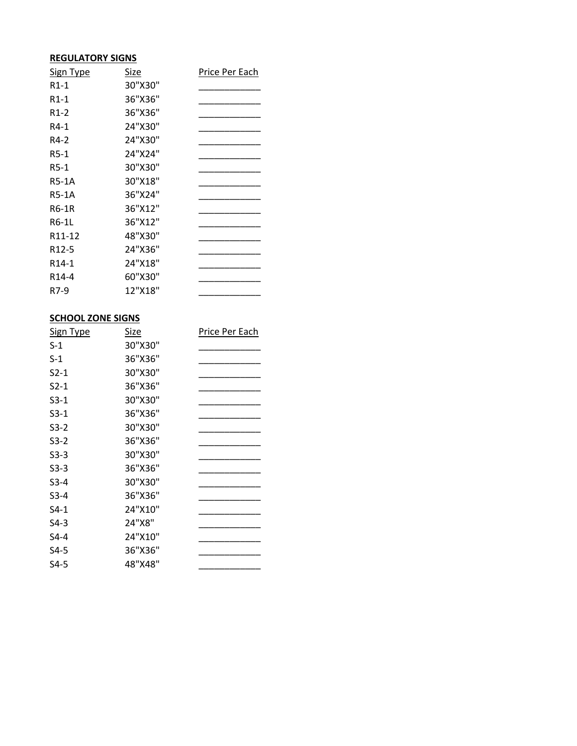**REGULATORY SIGNS**

| Sign Type | Size | Price Per Each |
| --- | --- | --- |
| R1-1 | 30"X30" | ____________ |
| R1-1 | 36"X36" | ____________ |
| R1-2 | 36"X36" | ____________ |
| R4-1 | 24"X30" | ____________ |
| R4-2 | 24"X30" | ____________ |
| R5-1 | 24"X24" | ____________ |
| R5-1 | 30"X30" | ____________ |
| R5-1A | 30"X18" | ____________ |
| R5-1A | 36"X24" | ____________ |
| R6-1R | 36"X12" | ____________ |
| R6-1L | 36"X12" | ____________ |
| R11-12 | 48"X30" | ____________ |
| R12-5 | 24"X36" | ____________ |
| R14-1 | 24"X18" | ____________ |
| R14-4 | 60"X30" | ____________ |
| R7-9 | 12"X18" | ____________ |

**SCHOOL ZONE SIGNS**

| Sign Type | Size | Price Per Each |
| --- | --- | --- |
| S-1 | 30"X30" | ____________ |
| S-1 | 36"X36" | ____________ |
| S2-1 | 30"X30" | ____________ |
| S2-1 | 36"X36" | ____________ |
| S3-1 | 30"X30" | ____________ |
| S3-1 | 36"X36" | ____________ |
| S3-2 | 30"X30" | ____________ |
| S3-2 | 36"X36" | ____________ |
| S3-3 | 30"X30" | ____________ |
| S3-3 | 36"X36" | ____________ |
| S3-4 | 30"X30" | ____________ |
| S3-4 | 36"X36" | ____________ |
| S4-1 | 24"X10" | ____________ |
| S4-3 | 24"X8" | ____________ |
| S4-4 | 24"X10" | ____________ |
| S4-5 | 36"X36" | ____________ |
| S4-5 | 48"X48" | ____________ |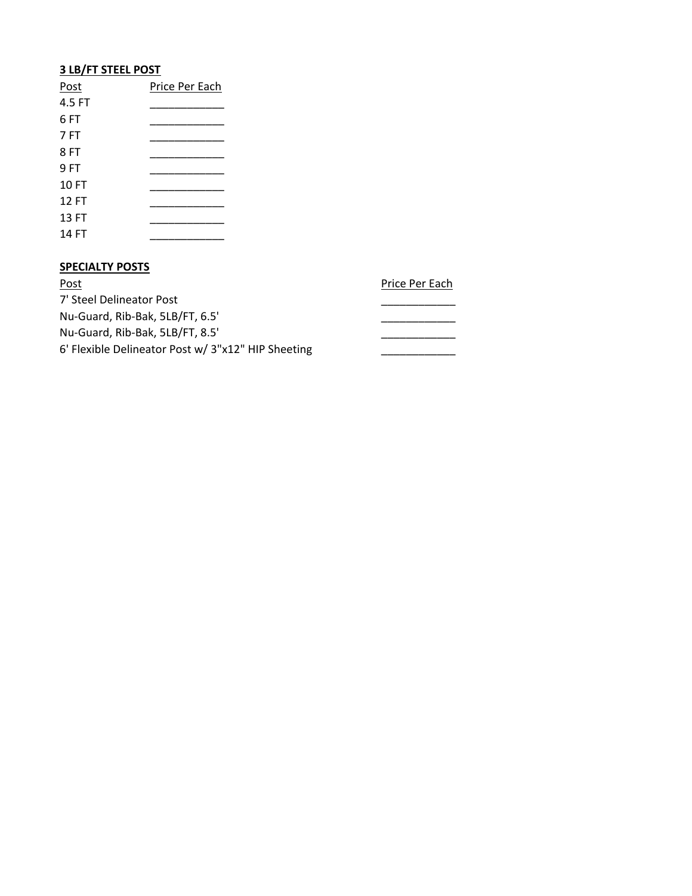**3 LB/FT STEEL POST**

| Post | Price Per Each |
|---|---|
| 4.5 FT | ____________ |
| 6 FT | ____________ |
| 7 FT | ____________ |
| 8 FT | ____________ |
| 9 FT | ____________ |
| 10 FT | ____________ |
| 12 FT | ____________ |
| 13 FT | ____________ |
| 14 FT | ____________ |

**SPECIALTY POSTS**

| Post | Price Per Each |
|---|---|
| 7' Steel Delineator Post | ____________ |
| Nu-Guard, Rib-Bak, 5LB/FT, 6.5' | ____________ |
| Nu-Guard, Rib-Bak, 5LB/FT, 8.5' | ____________ |
| 6' Flexible Delineator Post w/ 3"x12" HIP Sheeting | ____________ |